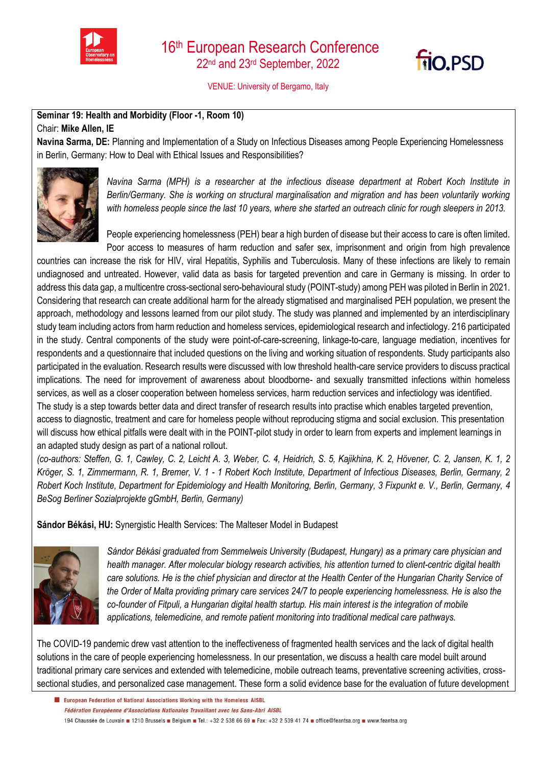# 16th European Research Conference

22nd and 23rd September, 2022

VENUE: University of Bergamo, Italy

**Seminar 19: Health and Morbidity (Floor -1, Room 10)**

Chair: **Mike Allen, IE**

**Navina Sarma, DE:** Planning and Implementation of a Study on Infectious Diseases among People Experiencing Homelessness in Berlin, Germany: How to Deal with Ethical Issues and Responsibilities?

*Navina Sarma (MPH) is a researcher at the infectious disease department at Robert Koch Institute in Berlin/Germany. She is working on structural marginalisation and migration and has been voluntarily working with homeless people since the last 10 years, where she started an outreach clinic for rough sleepers in 2013.*

People experiencing homelessness (PEH) bear a high burden of disease but their access to care is often limited. Poor access to measures of harm reduction and safer sex, imprisonment and origin from high prevalence countries can increase the risk for HIV, viral Hepatitis, Syphilis and Tuberculosis. Many of these infections are likely to remain undiagnosed and untreated. However, valid data as basis for targeted prevention and care in Germany is missing. In order to address this data gap, a multicentre cross-sectional sero-behavioural study (POINT-study) among PEH was piloted in Berlin in 2021. Considering that research can create additional harm for the already stigmatised and marginalised PEH population, we present the approach, methodology and lessons learned from our pilot study. The study was planned and implemented by an interdisciplinary study team including actors from harm reduction and homeless services, epidemiological research and infectiology. 216 participated in the study. Central components of the study were point-of-care-screening, linkage-to-care, language mediation, incentives for respondents and a questionnaire that included questions on the living and working situation of respondents. Study participants also participated in the evaluation. Research results were discussed with low threshold health-care service providers to discuss practical implications. The need for improvement of awareness about bloodborne- and sexually transmitted infections within homeless services, as well as a closer cooperation between homeless services, harm reduction services and infectiology was identified.
The study is a step towards better data and direct transfer of research results into practise which enables targeted prevention, access to diagnostic, treatment and care for homeless people without reproducing stigma and social exclusion. This presentation will discuss how ethical pitfalls were dealt with in the POINT-pilot study in order to learn from experts and implement learnings in an adapted study design as part of a national rollout.

*(co-authors: Steffen, G. 1, Cawley, C. 2, Leicht A. 3, Weber, C. 4, Heidrich, S. 5, Kajikhina, K. 2, Hövener, C. 2, Jansen, K. 1, 2 Kröger, S. 1, Zimmermann, R. 1, Bremer, V. 1 - 1 Robert Koch Institute, Department of Infectious Diseases, Berlin, Germany, 2 Robert Koch Institute, Department for Epidemiology and Health Monitoring, Berlin, Germany, 3 Fixpunkt e. V., Berlin, Germany, 4 BeSog Berliner Sozialprojekte gGmbH, Berlin, Germany)*

**Sándor Békási, HU:** Synergistic Health Services: The Malteser Model in Budapest

*Sándor Békási graduated from Semmelweis University (Budapest, Hungary) as a primary care physician and health manager. After molecular biology research activities, his attention turned to client-centric digital health care solutions. He is the chief physician and director at the Health Center of the Hungarian Charity Service of the Order of Malta providing primary care services 24/7 to people experiencing homelessness. He is also the co-founder of Fitpuli, a Hungarian digital health startup. His main interest is the integration of mobile applications, telemedicine, and remote patient monitoring into traditional medical care pathways.*

The COVID-19 pandemic drew vast attention to the ineffectiveness of fragmented health services and the lack of digital health solutions in the care of people experiencing homelessness. In our presentation, we discuss a health care model built around traditional primary care services and extended with telemedicine, mobile outreach teams, preventative screening activities, cross-sectional studies, and personalized case management. These form a solid evidence base for the evaluation of future development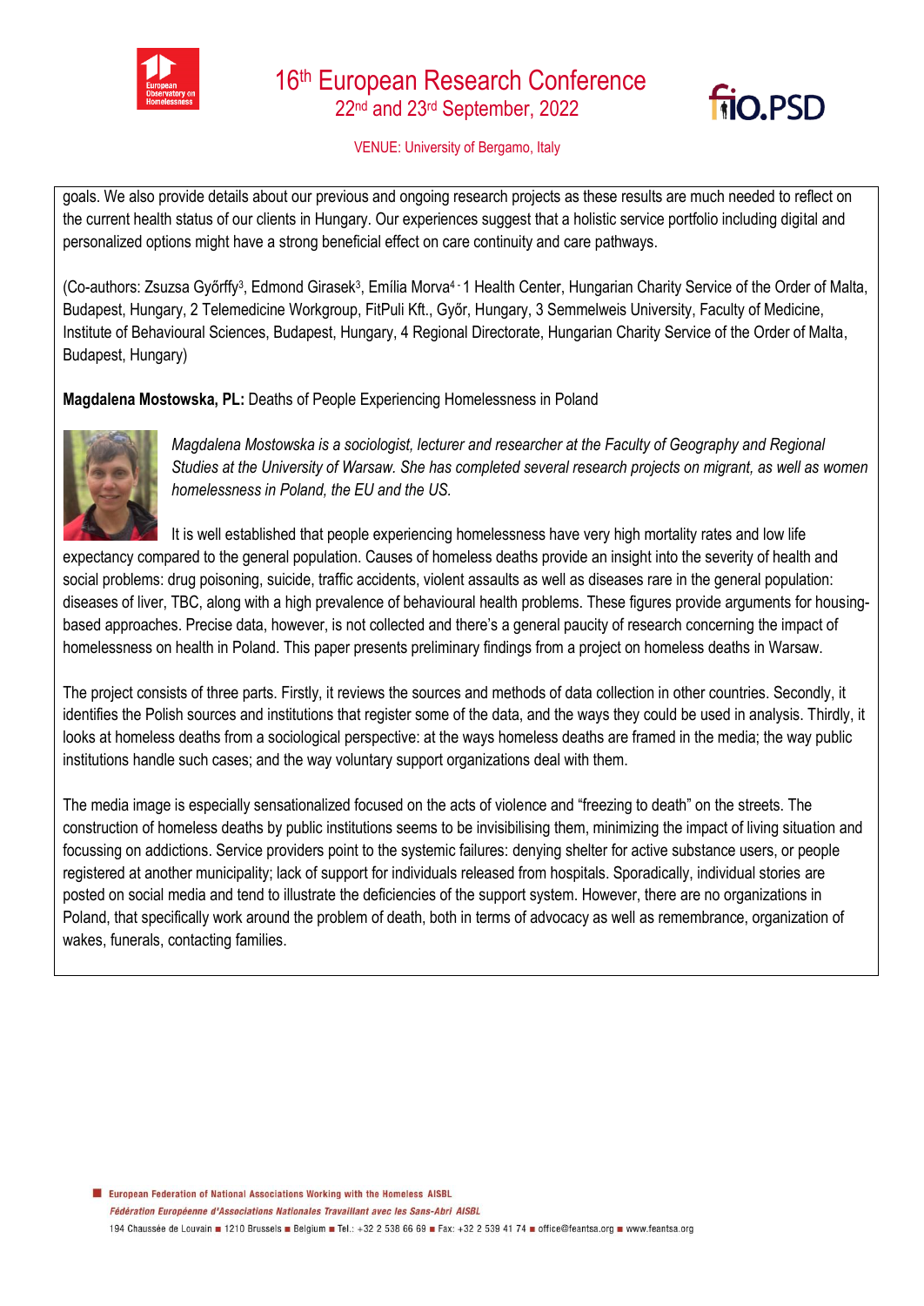goals. We also provide details about our previous and ongoing research projects as these results are much needed to reflect on the current health status of our clients in Hungary. Our experiences suggest that a holistic service portfolio including digital and personalized options might have a strong beneficial effect on care continuity and care pathways.

(Co-authors: Zsuzsa Győrffy[3], Edmond Girasek[3], Emília Morva[4] - 1 Health Center, Hungarian Charity Service of the Order of Malta, Budapest, Hungary, 2 Telemedicine Workgroup, FitPuli Kft., Győr, Hungary, 3 Semmelweis University, Faculty of Medicine, Institute of Behavioural Sciences, Budapest, Hungary, 4 Regional Directorate, Hungarian Charity Service of the Order of Malta, Budapest, Hungary)

**Magdalena Mostowska, PL:** Deaths of People Experiencing Homelessness in Poland

*Magdalena Mostowska is a sociologist, lecturer and researcher at the Faculty of Geography and Regional Studies at the University of Warsaw. She has completed several research projects on migrant, as well as women homelessness in Poland, the EU and the US.*

It is well established that people experiencing homelessness have very high mortality rates and low life expectancy compared to the general population. Causes of homeless deaths provide an insight into the severity of health and social problems: drug poisoning, suicide, traffic accidents, violent assaults as well as diseases rare in the general population: diseases of liver, TBC, along with a high prevalence of behavioural health problems. These figures provide arguments for housing-based approaches. Precise data, however, is not collected and there's a general paucity of research concerning the impact of homelessness on health in Poland. This paper presents preliminary findings from a project on homeless deaths in Warsaw.

The project consists of three parts. Firstly, it reviews the sources and methods of data collection in other countries. Secondly, it identifies the Polish sources and institutions that register some of the data, and the ways they could be used in analysis. Thirdly, it looks at homeless deaths from a sociological perspective: at the ways homeless deaths are framed in the media; the way public institutions handle such cases; and the way voluntary support organizations deal with them.

The media image is especially sensationalized focused on the acts of violence and "freezing to death" on the streets. The construction of homeless deaths by public institutions seems to be invisibilising them, minimizing the impact of living situation and focussing on addictions. Service providers point to the systemic failures: denying shelter for active substance users, or people registered at another municipality; lack of support for individuals released from hospitals. Sporadically, individual stories are posted on social media and tend to illustrate the deficiencies of the support system. However, there are no organizations in Poland, that specifically work around the problem of death, both in terms of advocacy as well as remembrance, organization of wakes, funerals, contacting families.